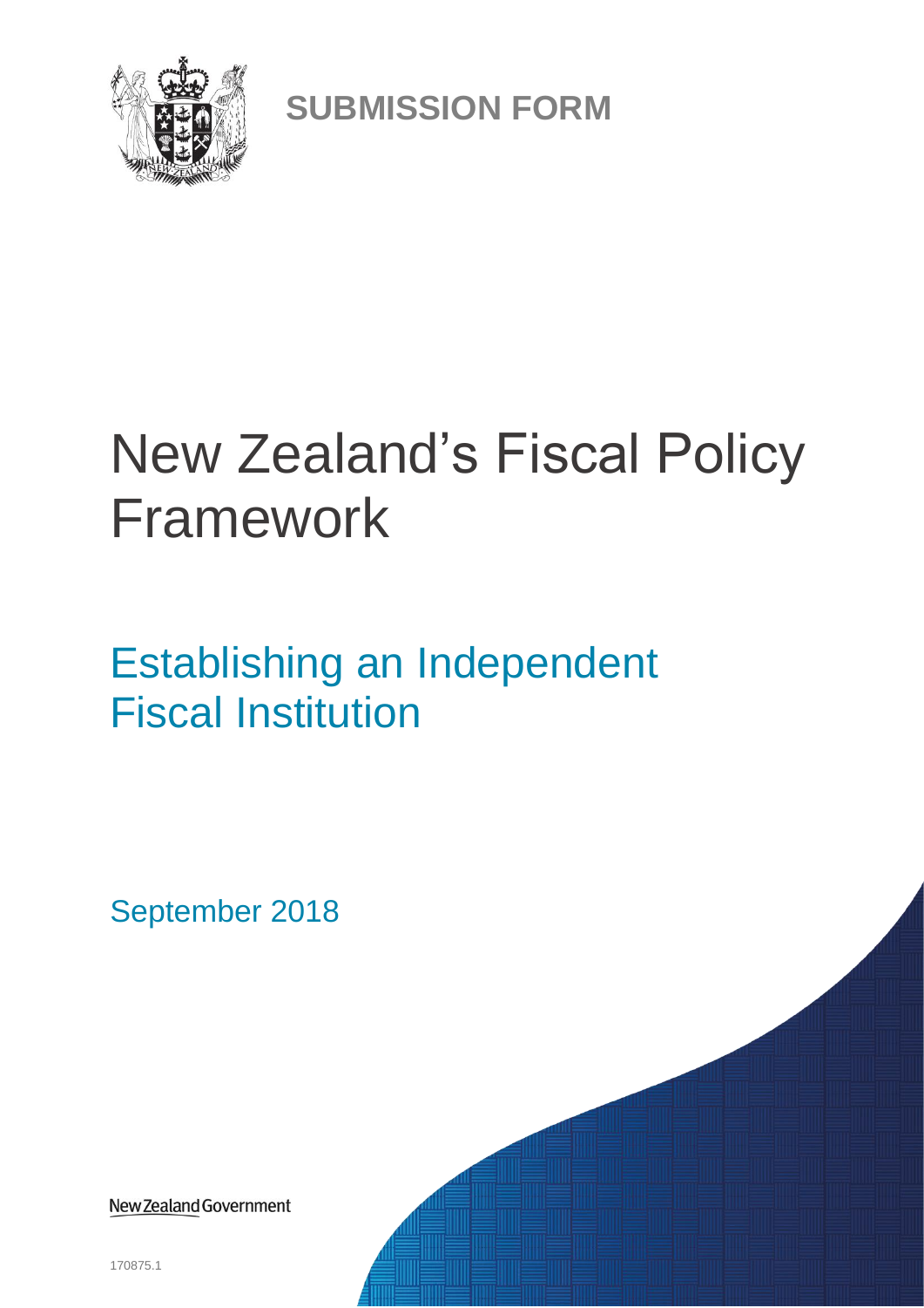**SUBMISSION FORM**

# New Zealand's Fiscal Policy Framework

## Establishing an Independent Fiscal Institution

September 2018

New Zealand Government

170875.1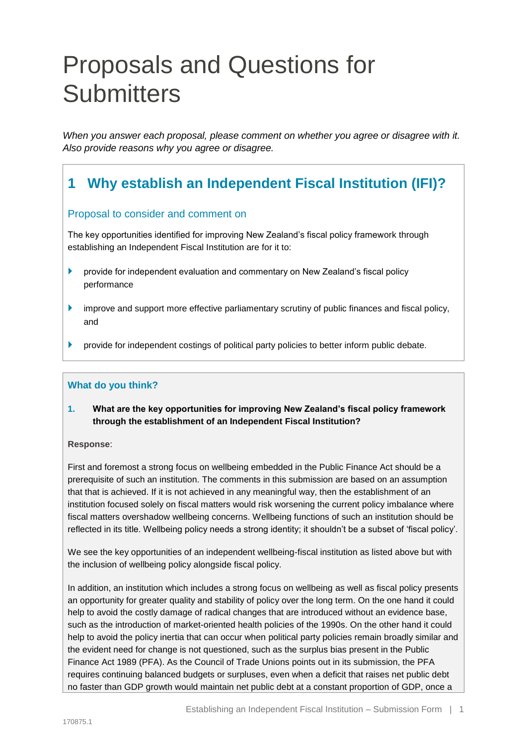# Proposals and Questions for Submitters

*When you answer each proposal, please comment on whether you agree or disagree with it. Also provide reasons why you agree or disagree.*

## 1 Why establish an Independent Fiscal Institution (IFI)?

### Proposal to consider and comment on

The key opportunities identified for improving New Zealand's fiscal policy framework through establishing an Independent Fiscal Institution are for it to:

- provide for independent evaluation and commentary on New Zealand's fiscal policy performance
- improve and support more effective parliamentary scrutiny of public finances and fiscal policy, and
- provide for independent costings of political party policies to better inform public debate.

### What do you think?

**1. What are the key opportunities for improving New Zealand's fiscal policy framework through the establishment of an Independent Fiscal Institution?**

**Response**:

First and foremost a strong focus on wellbeing embedded in the Public Finance Act should be a prerequisite of such an institution. The comments in this submission are based on an assumption that that is achieved. If it is not achieved in any meaningful way, then the establishment of an institution focused solely on fiscal matters would risk worsening the current policy imbalance where fiscal matters overshadow wellbeing concerns. Wellbeing functions of such an institution should be reflected in its title. Wellbeing policy needs a strong identity; it shouldn't be a subset of 'fiscal policy'.

We see the key opportunities of an independent wellbeing-fiscal institution as listed above but with the inclusion of wellbeing policy alongside fiscal policy.

In addition, an institution which includes a strong focus on wellbeing as well as fiscal policy presents an opportunity for greater quality and stability of policy over the long term. On the one hand it could help to avoid the costly damage of radical changes that are introduced without an evidence base, such as the introduction of market-oriented health policies of the 1990s. On the other hand it could help to avoid the policy inertia that can occur when political party policies remain broadly similar and the evident need for change is not questioned, such as the surplus bias present in the Public Finance Act 1989 (PFA). As the Council of Trade Unions points out in its submission, the PFA requires continuing balanced budgets or surpluses, even when a deficit that raises net public debt no faster than GDP growth would maintain net public debt at a constant proportion of GDP, once a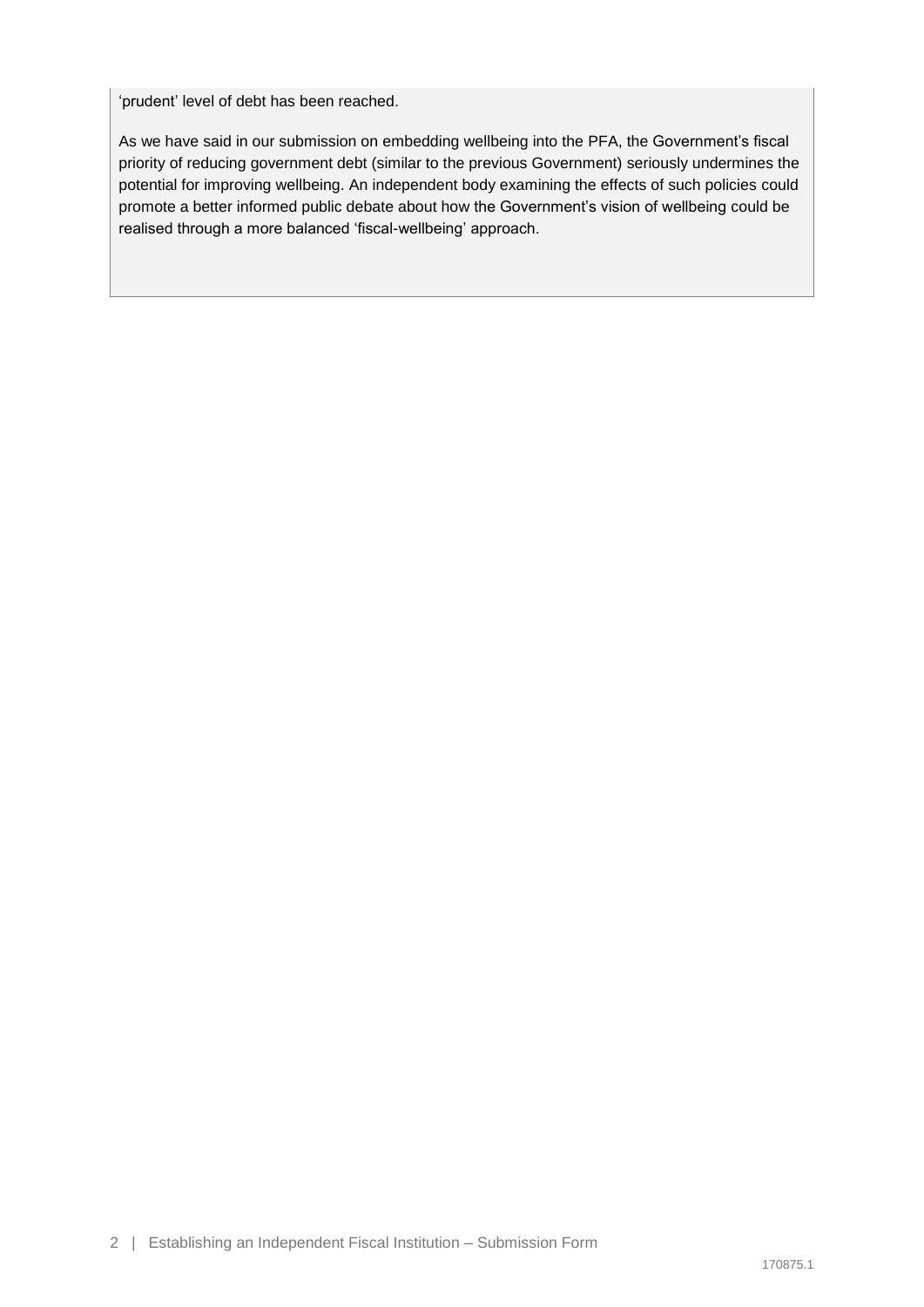'prudent' level of debt has been reached.

As we have said in our submission on embedding wellbeing into the PFA, the Government's fiscal priority of reducing government debt (similar to the previous Government) seriously undermines the potential for improving wellbeing. An independent body examining the effects of such policies could promote a better informed public debate about how the Government's vision of wellbeing could be realised through a more balanced 'fiscal-wellbeing' approach.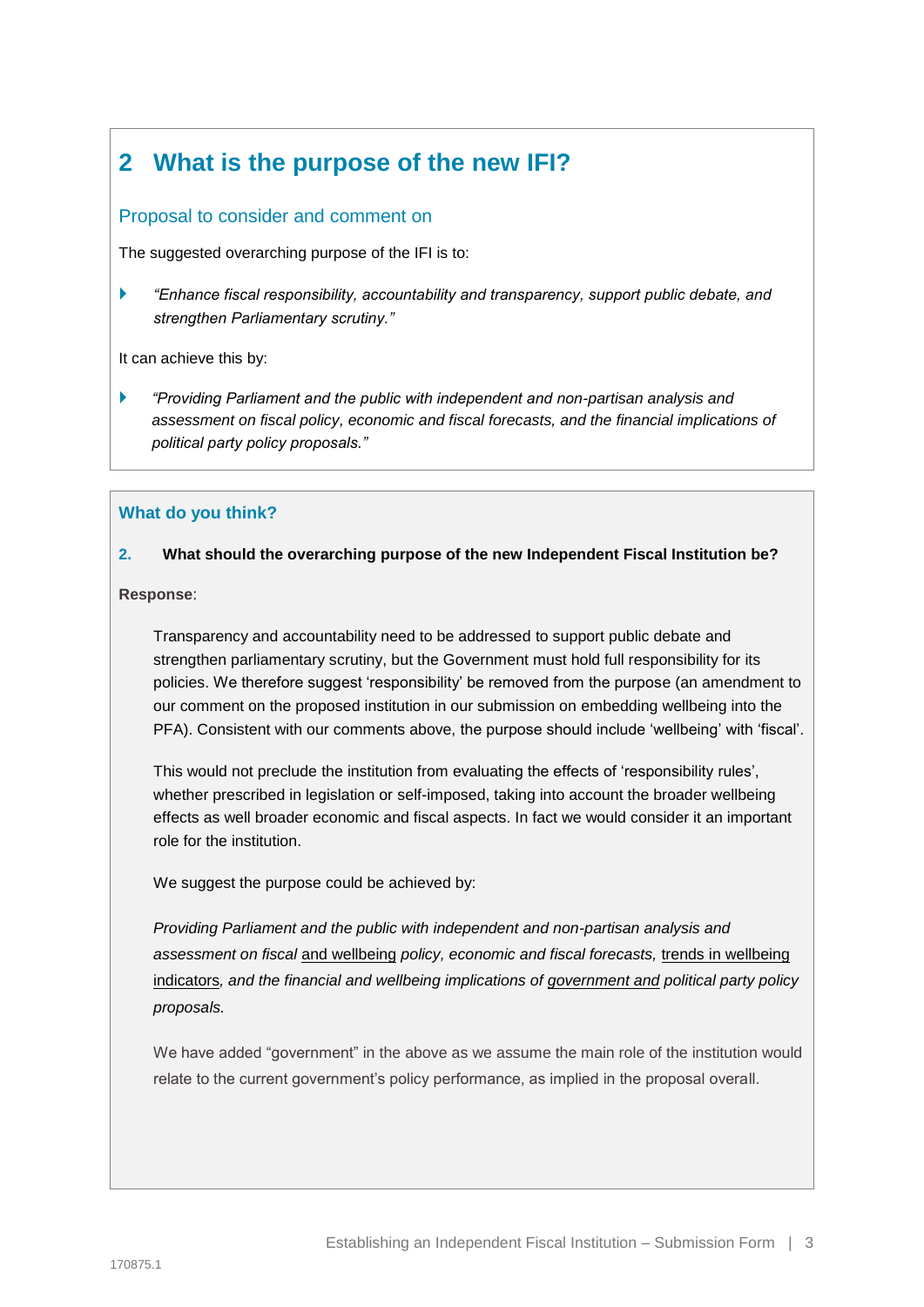## 2 What is the purpose of the new IFI?

### Proposal to consider and comment on

The suggested overarching purpose of the IFI is to:

- *"Enhance fiscal responsibility, accountability and transparency, support public debate, and strengthen Parliamentary scrutiny."*

It can achieve this by:

- *"Providing Parliament and the public with independent and non-partisan analysis and assessment on fiscal policy, economic and fiscal forecasts, and the financial implications of political party policy proposals."*

### What do you think?

**2. What should the overarching purpose of the new Independent Fiscal Institution be?**

**Response**:

Transparency and accountability need to be addressed to support public debate and strengthen parliamentary scrutiny, but the Government must hold full responsibility for its policies. We therefore suggest 'responsibility' be removed from the purpose (an amendment to our comment on the proposed institution in our submission on embedding wellbeing into the PFA). Consistent with our comments above, the purpose should include 'wellbeing' with 'fiscal'.

This would not preclude the institution from evaluating the effects of 'responsibility rules', whether prescribed in legislation or self-imposed, taking into account the broader wellbeing effects as well broader economic and fiscal aspects. In fact we would consider it an important role for the institution.

We suggest the purpose could be achieved by:

*Providing Parliament and the public with independent and non-partisan analysis and assessment on fiscal and wellbeing policy, economic and fiscal forecasts, trends in wellbeing indicators, and the financial and wellbeing implications of government and political party policy proposals.*

We have added "government" in the above as we assume the main role of the institution would relate to the current government's policy performance, as implied in the proposal overall.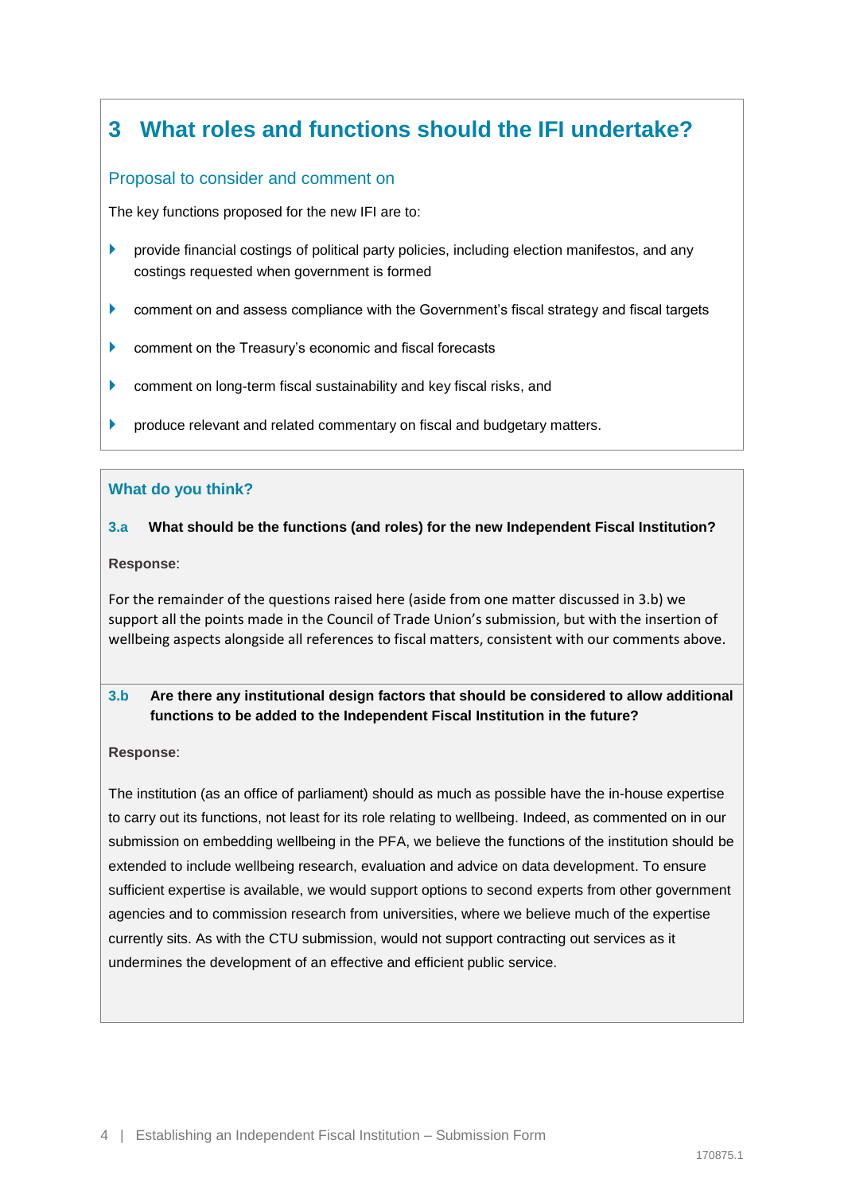## 3 What roles and functions should the IFI undertake?

### Proposal to consider and comment on

The key functions proposed for the new IFI are to:

- provide financial costings of political party policies, including election manifestos, and any costings requested when government is formed
- comment on and assess compliance with the Government's fiscal strategy and fiscal targets
- comment on the Treasury's economic and fiscal forecasts
- comment on long-term fiscal sustainability and key fiscal risks, and
- produce relevant and related commentary on fiscal and budgetary matters.

### What do you think?

**3.a What should be the functions (and roles) for the new Independent Fiscal Institution?**

**Response**:

For the remainder of the questions raised here (aside from one matter discussed in 3.b) we support all the points made in the Council of Trade Union's submission, but with the insertion of wellbeing aspects alongside all references to fiscal matters, consistent with our comments above.

**3.b Are there any institutional design factors that should be considered to allow additional functions to be added to the Independent Fiscal Institution in the future?**

**Response**:

The institution (as an office of parliament) should as much as possible have the in-house expertise to carry out its functions, not least for its role relating to wellbeing. Indeed, as commented on in our submission on embedding wellbeing in the PFA, we believe the functions of the institution should be extended to include wellbeing research, evaluation and advice on data development. To ensure sufficient expertise is available, we would support options to second experts from other government agencies and to commission research from universities, where we believe much of the expertise currently sits. As with the CTU submission, would not support contracting out services as it undermines the development of an effective and efficient public service.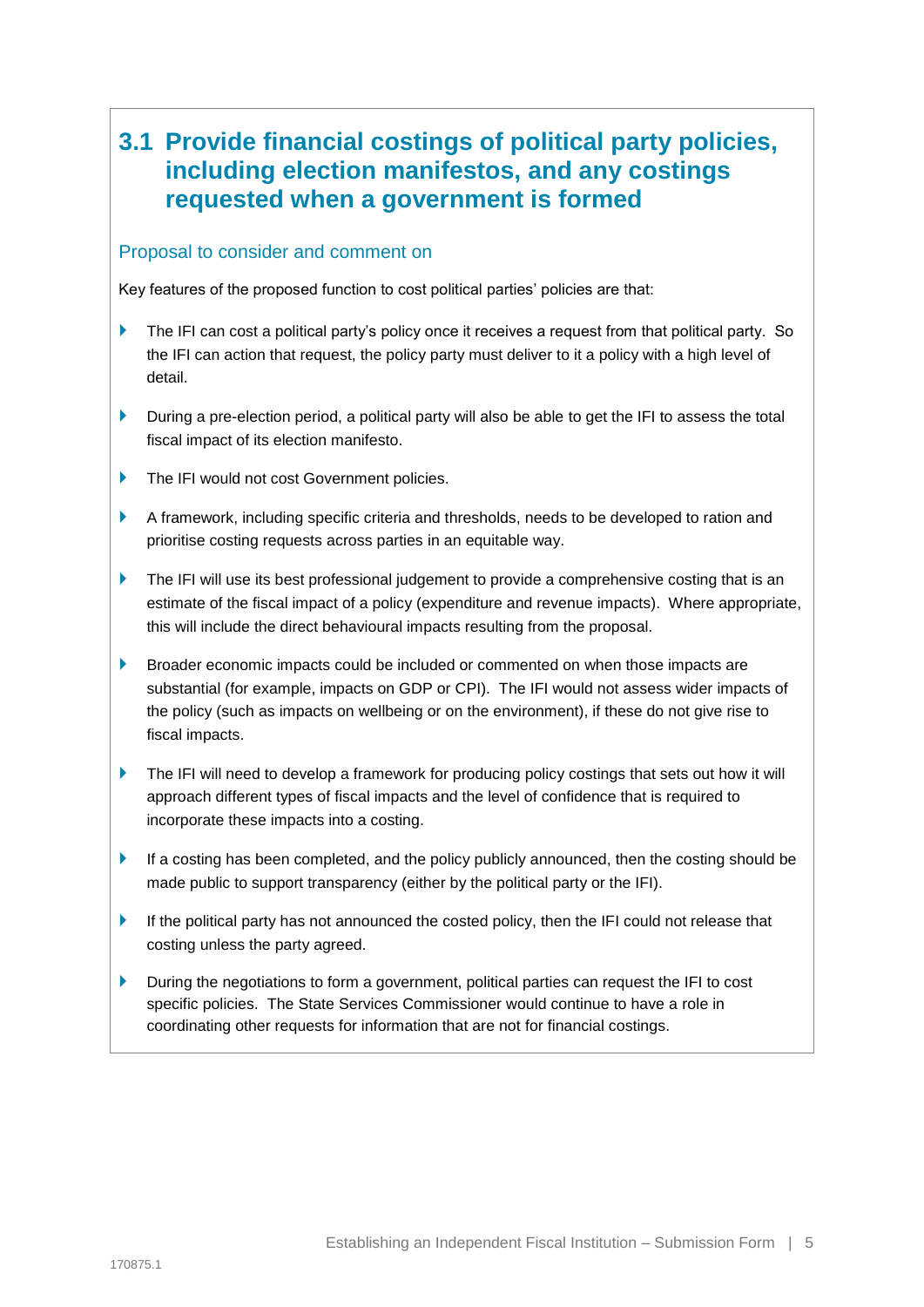## 3.1 Provide financial costings of political party policies, including election manifestos, and any costings requested when a government is formed

### Proposal to consider and comment on

Key features of the proposed function to cost political parties' policies are that:

- The IFI can cost a political party's policy once it receives a request from that political party. So the IFI can action that request, the policy party must deliver to it a policy with a high level of detail.
- During a pre-election period, a political party will also be able to get the IFI to assess the total fiscal impact of its election manifesto.
- The IFI would not cost Government policies.
- A framework, including specific criteria and thresholds, needs to be developed to ration and prioritise costing requests across parties in an equitable way.
- The IFI will use its best professional judgement to provide a comprehensive costing that is an estimate of the fiscal impact of a policy (expenditure and revenue impacts). Where appropriate, this will include the direct behavioural impacts resulting from the proposal.
- Broader economic impacts could be included or commented on when those impacts are substantial (for example, impacts on GDP or CPI). The IFI would not assess wider impacts of the policy (such as impacts on wellbeing or on the environment), if these do not give rise to fiscal impacts.
- The IFI will need to develop a framework for producing policy costings that sets out how it will approach different types of fiscal impacts and the level of confidence that is required to incorporate these impacts into a costing.
- If a costing has been completed, and the policy publicly announced, then the costing should be made public to support transparency (either by the political party or the IFI).
- If the political party has not announced the costed policy, then the IFI could not release that costing unless the party agreed.
- During the negotiations to form a government, political parties can request the IFI to cost specific policies. The State Services Commissioner would continue to have a role in coordinating other requests for information that are not for financial costings.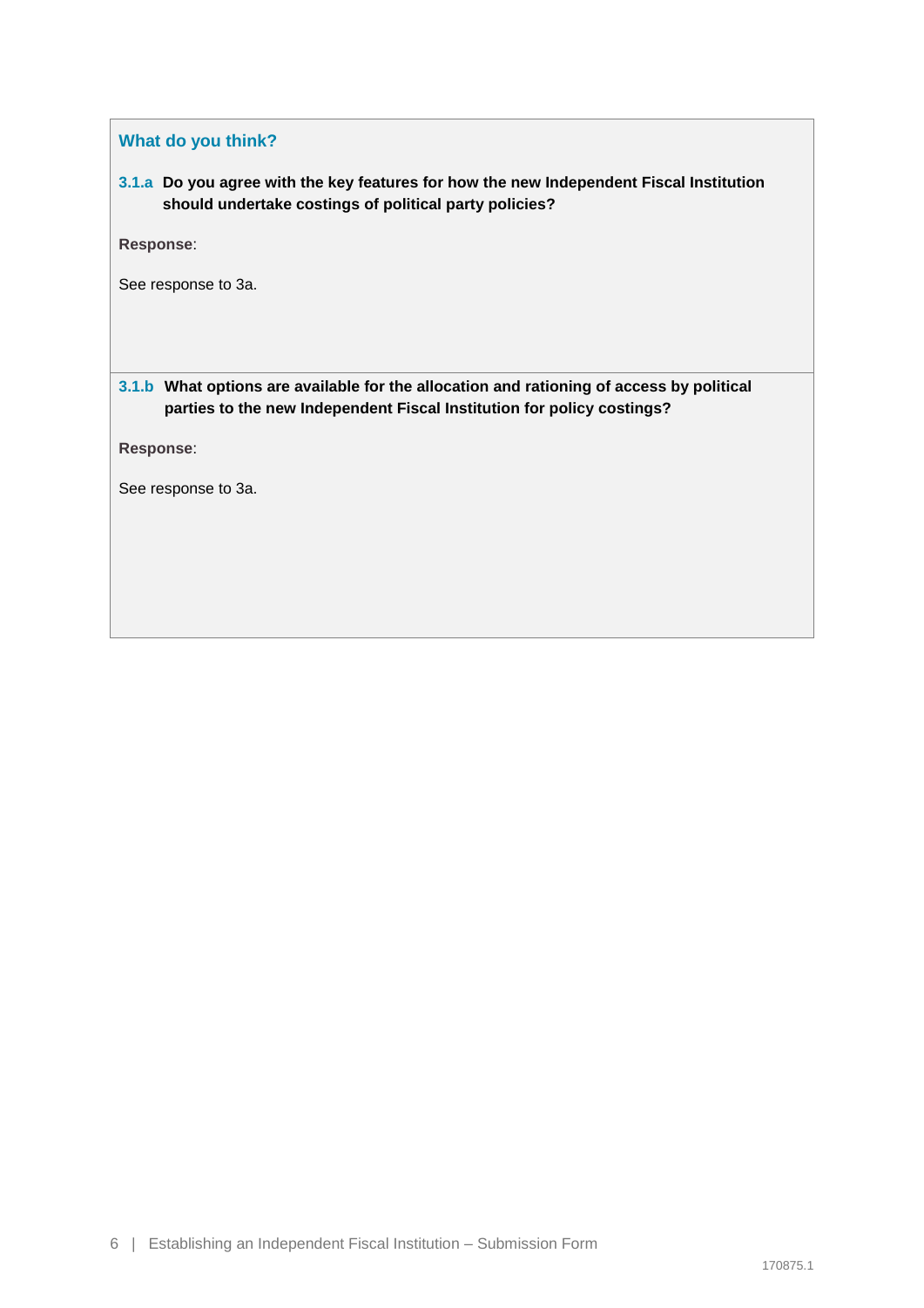### What do you think?

**3.1.a Do you agree with the key features for how the new Independent Fiscal Institution should undertake costings of political party policies?**

**Response**:

See response to 3a.

**3.1.b What options are available for the allocation and rationing of access by political parties to the new Independent Fiscal Institution for policy costings?**

**Response**:

See response to 3a.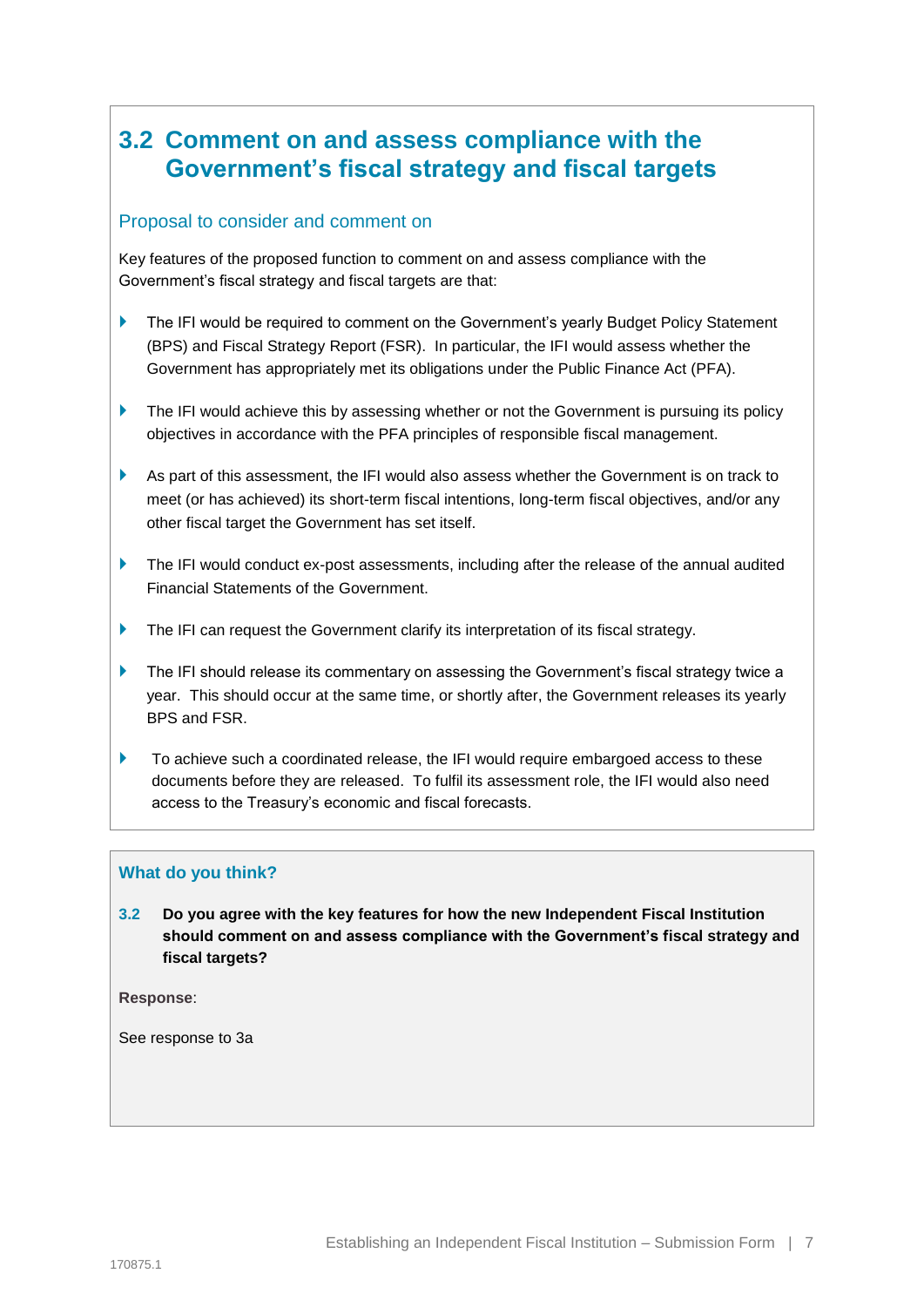## 3.2 Comment on and assess compliance with the Government's fiscal strategy and fiscal targets

### Proposal to consider and comment on

Key features of the proposed function to comment on and assess compliance with the Government's fiscal strategy and fiscal targets are that:

- The IFI would be required to comment on the Government's yearly Budget Policy Statement (BPS) and Fiscal Strategy Report (FSR). In particular, the IFI would assess whether the Government has appropriately met its obligations under the Public Finance Act (PFA).
- The IFI would achieve this by assessing whether or not the Government is pursuing its policy objectives in accordance with the PFA principles of responsible fiscal management.
- As part of this assessment, the IFI would also assess whether the Government is on track to meet (or has achieved) its short-term fiscal intentions, long-term fiscal objectives, and/or any other fiscal target the Government has set itself.
- The IFI would conduct ex-post assessments, including after the release of the annual audited Financial Statements of the Government.
- The IFI can request the Government clarify its interpretation of its fiscal strategy.
- The IFI should release its commentary on assessing the Government's fiscal strategy twice a year. This should occur at the same time, or shortly after, the Government releases its yearly BPS and FSR.
- To achieve such a coordinated release, the IFI would require embargoed access to these documents before they are released. To fulfil its assessment role, the IFI would also need access to the Treasury's economic and fiscal forecasts.

### What do you think?

**3.2 Do you agree with the key features for how the new Independent Fiscal Institution should comment on and assess compliance with the Government's fiscal strategy and fiscal targets?**

**Response**:

See response to 3a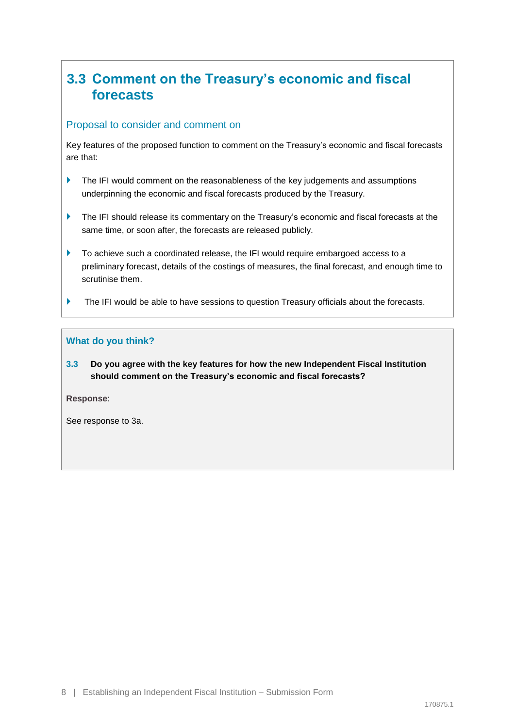## 3.3 Comment on the Treasury's economic and fiscal forecasts

### Proposal to consider and comment on

Key features of the proposed function to comment on the Treasury's economic and fiscal forecasts are that:

- The IFI would comment on the reasonableness of the key judgements and assumptions underpinning the economic and fiscal forecasts produced by the Treasury.
- The IFI should release its commentary on the Treasury's economic and fiscal forecasts at the same time, or soon after, the forecasts are released publicly.
- To achieve such a coordinated release, the IFI would require embargoed access to a preliminary forecast, details of the costings of measures, the final forecast, and enough time to scrutinise them.
- The IFI would be able to have sessions to question Treasury officials about the forecasts.

### What do you think?

**3.3 Do you agree with the key features for how the new Independent Fiscal Institution should comment on the Treasury's economic and fiscal forecasts?**

**Response**:

See response to 3a.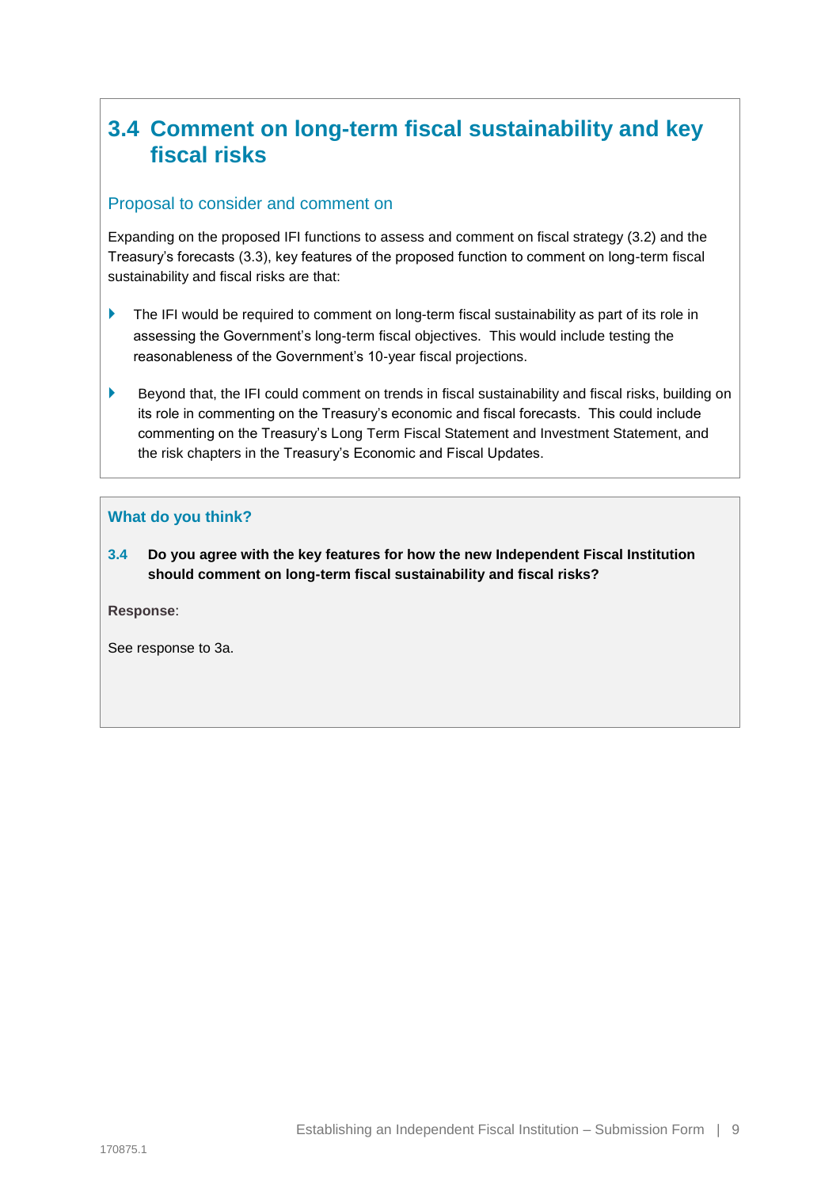## 3.4 Comment on long-term fiscal sustainability and key fiscal risks

### Proposal to consider and comment on

Expanding on the proposed IFI functions to assess and comment on fiscal strategy (3.2) and the Treasury's forecasts (3.3), key features of the proposed function to comment on long-term fiscal sustainability and fiscal risks are that:

- The IFI would be required to comment on long-term fiscal sustainability as part of its role in assessing the Government's long-term fiscal objectives. This would include testing the reasonableness of the Government's 10-year fiscal projections.
- Beyond that, the IFI could comment on trends in fiscal sustainability and fiscal risks, building on its role in commenting on the Treasury's economic and fiscal forecasts. This could include commenting on the Treasury's Long Term Fiscal Statement and Investment Statement, and the risk chapters in the Treasury's Economic and Fiscal Updates.

### What do you think?

**3.4 Do you agree with the key features for how the new Independent Fiscal Institution should comment on long-term fiscal sustainability and fiscal risks?**

**Response**:

See response to 3a.

170875.1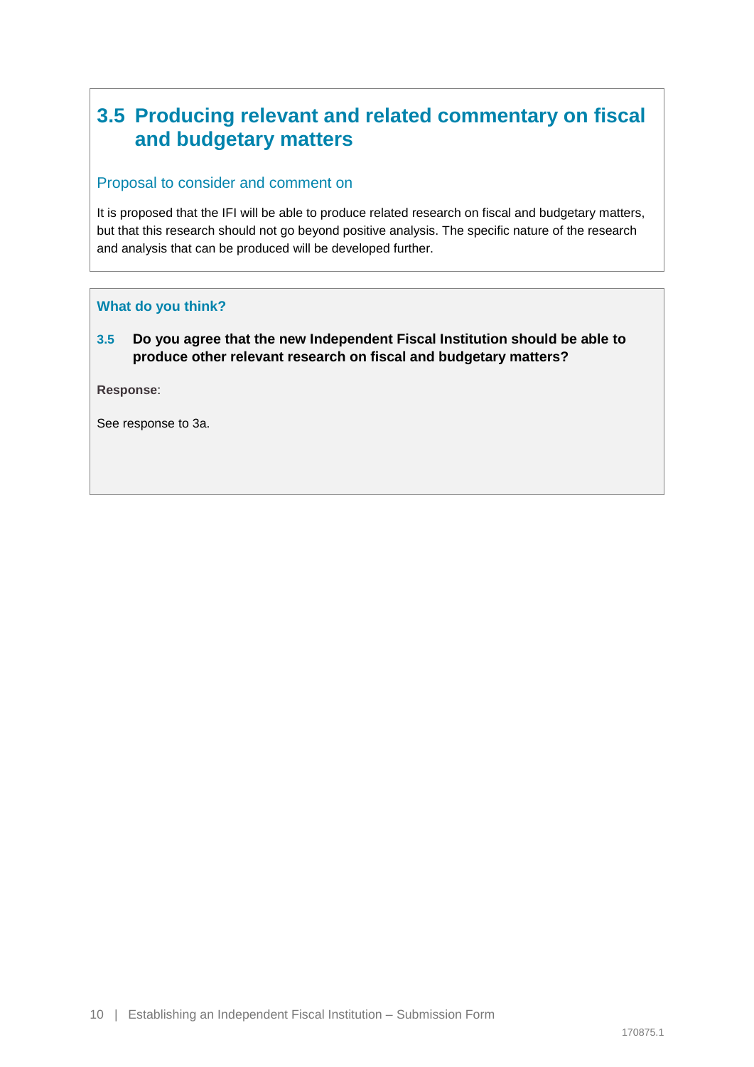## 3.5 Producing relevant and related commentary on fiscal and budgetary matters

### Proposal to consider and comment on

It is proposed that the IFI will be able to produce related research on fiscal and budgetary matters, but that this research should not go beyond positive analysis. The specific nature of the research and analysis that can be produced will be developed further.

### What do you think?

**3.5 Do you agree that the new Independent Fiscal Institution should be able to produce other relevant research on fiscal and budgetary matters?**

**Response**:

See response to 3a.

170875.1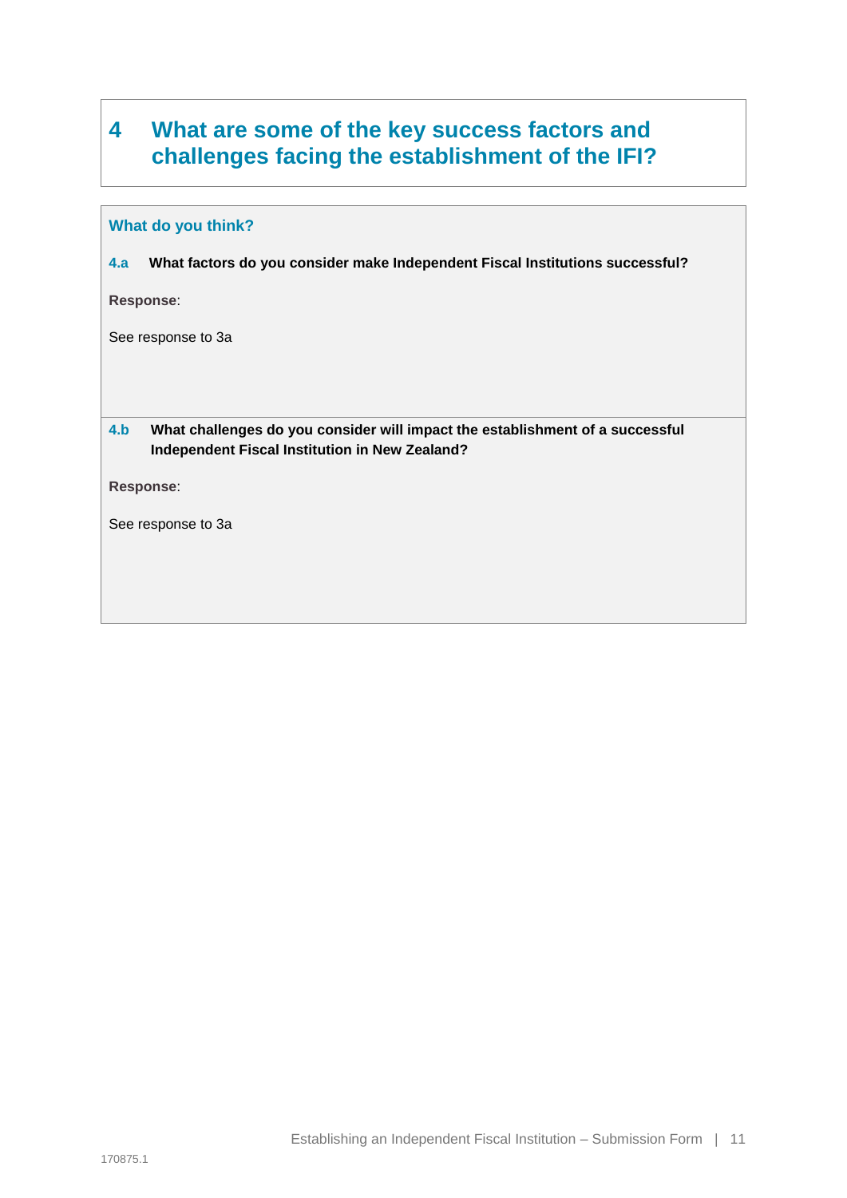# 4 What are some of the key success factors and challenges facing the establishment of the IFI?

## What do you think?

**4.a What factors do you consider make Independent Fiscal Institutions successful?**

**Response**:

See response to 3a

**4.b What challenges do you consider will impact the establishment of a successful Independent Fiscal Institution in New Zealand?**

**Response**:

See response to 3a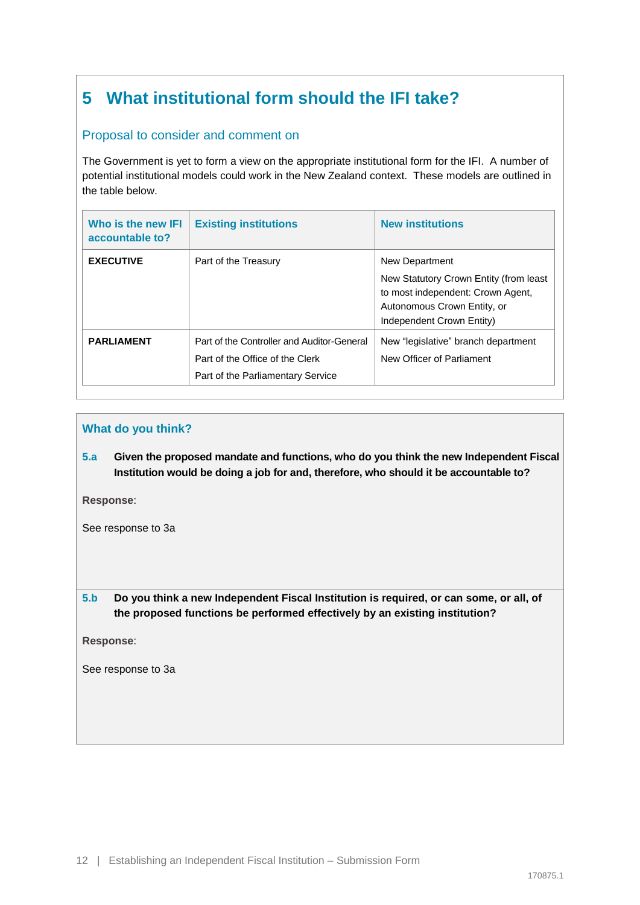# 5 What institutional form should the IFI take?

## Proposal to consider and comment on

The Government is yet to form a view on the appropriate institutional form for the IFI. A number of potential institutional models could work in the New Zealand context. These models are outlined in the table below.

| Who is the new IFI accountable to? | Existing institutions | New institutions |
| --- | --- | --- |
| **EXECUTIVE** | Part of the Treasury | New Department<br>New Statutory Crown Entity (from least to most independent: Crown Agent, Autonomous Crown Entity, or Independent Crown Entity) |
| **PARLIAMENT** | Part of the Controller and Auditor-General<br>Part of the Office of the Clerk<br>Part of the Parliamentary Service | New "legislative" branch department<br>New Officer of Parliament |

### What do you think?

**5.a Given the proposed mandate and functions, who do you think the new Independent Fiscal Institution would be doing a job for and, therefore, who should it be accountable to?**

**Response**:

See response to 3a

**5.b Do you think a new Independent Fiscal Institution is required, or can some, or all, of the proposed functions be performed effectively by an existing institution?**

**Response**:

See response to 3a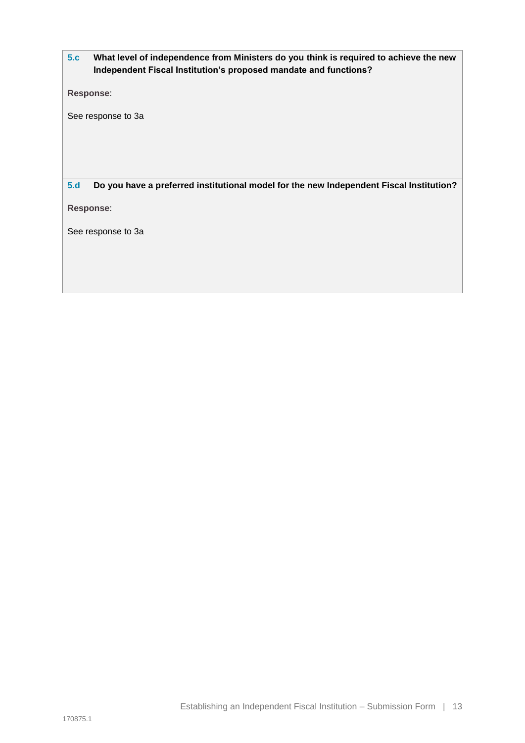**5.c** **What level of independence from Ministers do you think is required to achieve the new Independent Fiscal Institution's proposed mandate and functions?**

**Response**:

See response to 3a

**5.d** **Do you have a preferred institutional model for the new Independent Fiscal Institution?**

**Response**:

See response to 3a

170875.1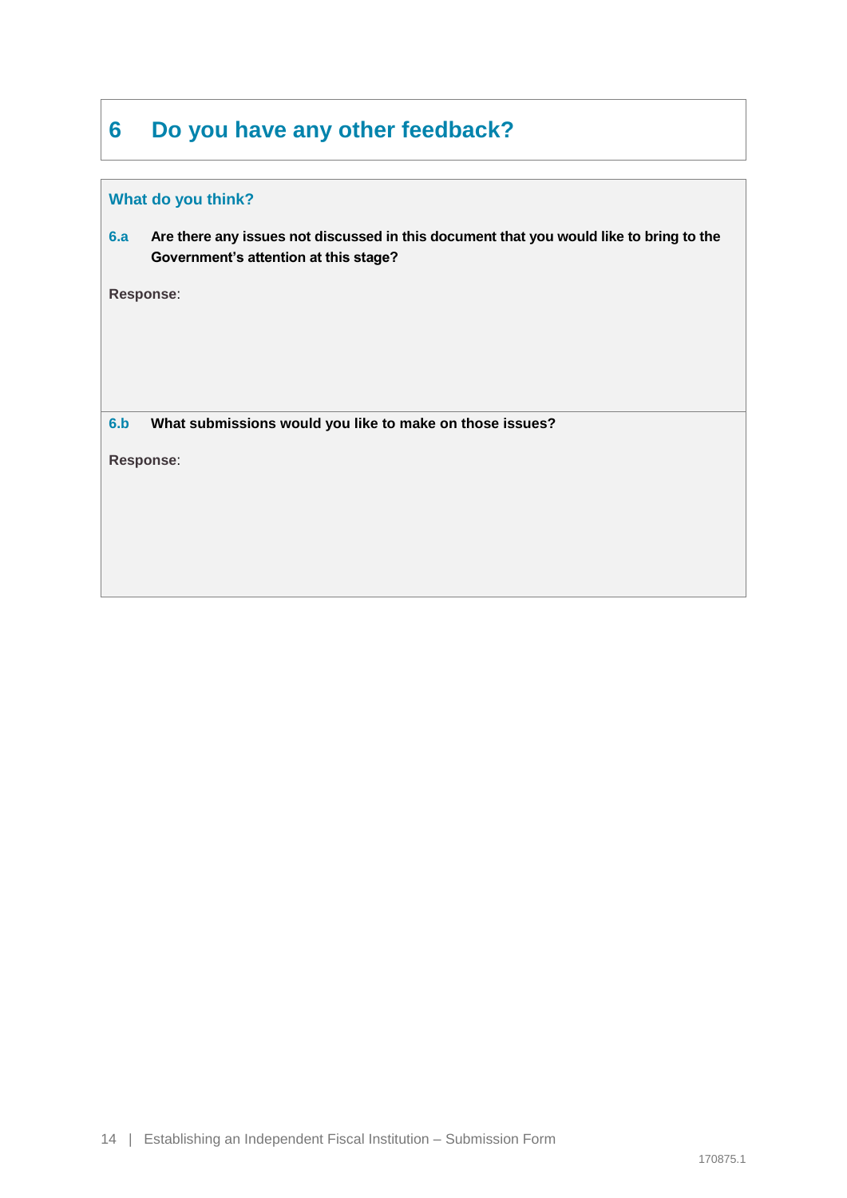# 6 Do you have any other feedback?

### What do you think?

**6.a** **Are there any issues not discussed in this document that you would like to bring to the Government's attention at this stage?**

**Response**:

**6.b** **What submissions would you like to make on those issues?**

**Response**:

170875.1